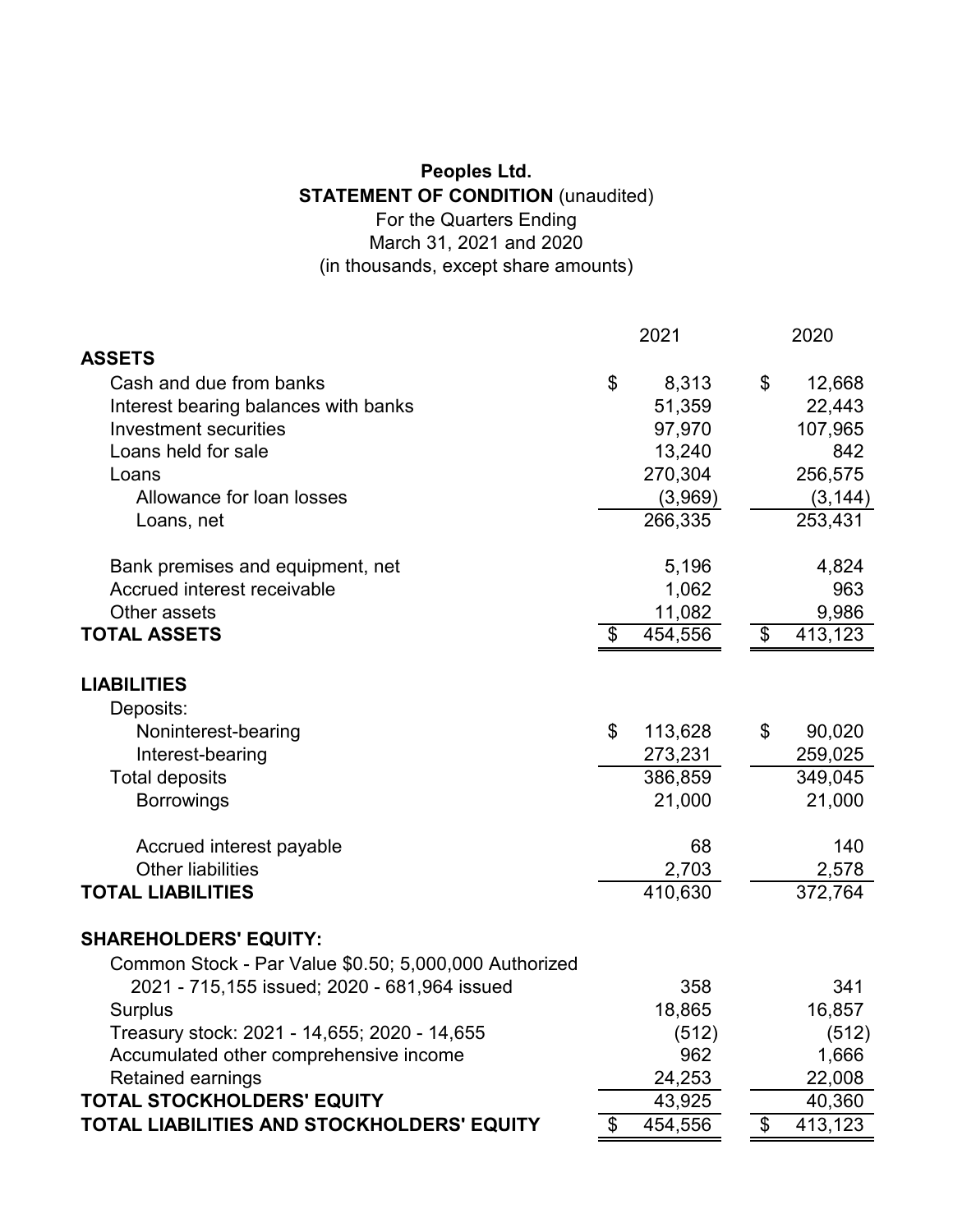**Peoples Ltd.**
**STATEMENT OF CONDITION** (unaudited)
For the Quarters Ending
March 31, 2021 and 2020
(in thousands, except share amounts)

| | 2021 | 2020 |
|---|---|---|
| **ASSETS** | | |
| Cash and due from banks | $ 8,313 | $ 12,668 |
| Interest bearing balances with banks | 51,359 | 22,443 |
| Investment securities | 97,970 | 107,965 |
| Loans held for sale | 13,240 | 842 |
| Loans | 270,304 | 256,575 |
| Allowance for loan losses | (3,969) | (3,144) |
| Loans, net | 266,335 | 253,431 |
| Bank premises and equipment, net | 5,196 | 4,824 |
| Accrued interest receivable | 1,062 | 963 |
| Other assets | 11,082 | 9,986 |
| **TOTAL ASSETS** | $ 454,556 | $ 413,123 |
| **LIABILITIES** | | |
| Deposits: | | |
| Noninterest-bearing | $ 113,628 | $ 90,020 |
| Interest-bearing | 273,231 | 259,025 |
| Total deposits | 386,859 | 349,045 |
| Borrowings | 21,000 | 21,000 |
| Accrued interest payable | 68 | 140 |
| Other liabilities | 2,703 | 2,578 |
| **TOTAL LIABILITIES** | 410,630 | 372,764 |
| **SHAREHOLDERS' EQUITY:** | | |
| Common Stock - Par Value $0.50; 5,000,000 Authorized 2021 - 715,155 issued; 2020 - 681,964 issued | 358 | 341 |
| Surplus | 18,865 | 16,857 |
| Treasury stock: 2021 - 14,655; 2020 - 14,655 | (512) | (512) |
| Accumulated other comprehensive income | 962 | 1,666 |
| Retained earnings | 24,253 | 22,008 |
| **TOTAL STOCKHOLDERS' EQUITY** | 43,925 | 40,360 |
| **TOTAL LIABILITIES AND STOCKHOLDERS' EQUITY** | $ 454,556 | $ 413,123 |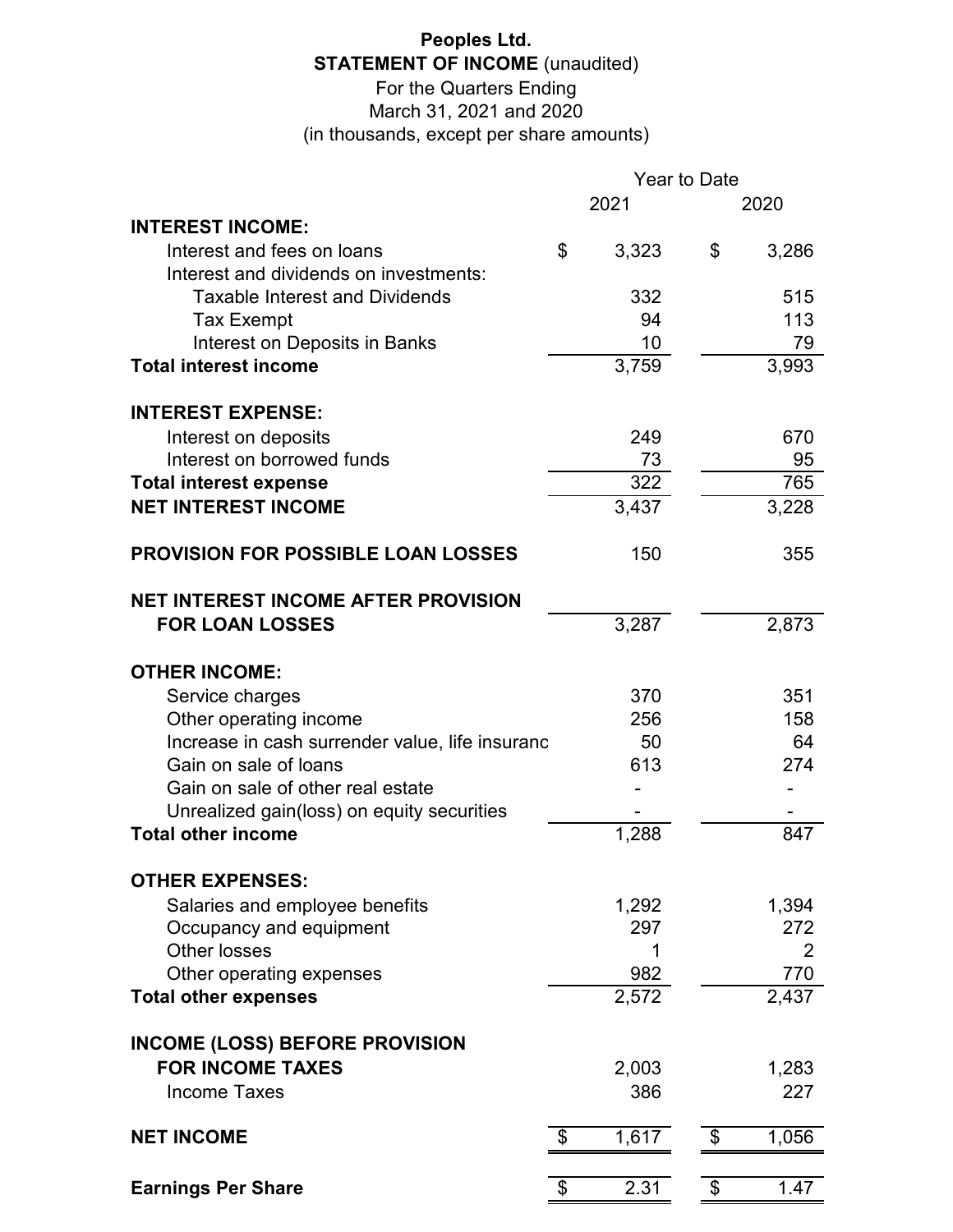**Peoples Ltd.**
**STATEMENT OF INCOME** (unaudited)
For the Quarters Ending
March 31, 2021 and 2020
(in thousands, except per share amounts)

| | Year to Date | |
|---|---|---|
| | 2021 | 2020 |
| **INTEREST INCOME:** | | |
| Interest and fees on loans | $ 3,323 | $ 3,286 |
| Interest and dividends on investments: | | |
| Taxable Interest and Dividends | 332 | 515 |
| Tax Exempt | 94 | 113 |
| Interest on Deposits in Banks | 10 | 79 |
| **Total interest income** | 3,759 | 3,993 |
| | | |
| **INTEREST EXPENSE:** | | |
| Interest on deposits | 249 | 670 |
| Interest on borrowed funds | 73 | 95 |
| **Total interest expense** | 322 | 765 |
| **NET INTEREST INCOME** | 3,437 | 3,228 |
| | | |
| **PROVISION FOR POSSIBLE LOAN LOSSES** | 150 | 355 |
| | | |
| **NET INTEREST INCOME AFTER PROVISION FOR LOAN LOSSES** | 3,287 | 2,873 |
| | | |
| **OTHER INCOME:** | | |
| Service charges | 370 | 351 |
| Other operating income | 256 | 158 |
| Increase in cash surrender value, life insuranc | 50 | 64 |
| Gain on sale of loans | 613 | 274 |
| Gain on sale of other real estate | - | - |
| Unrealized gain(loss) on equity securities | - | - |
| **Total other income** | 1,288 | 847 |
| | | |
| **OTHER EXPENSES:** | | |
| Salaries and employee benefits | 1,292 | 1,394 |
| Occupancy and equipment | 297 | 272 |
| Other losses | 1 | 2 |
| Other operating expenses | 982 | 770 |
| **Total other expenses** | 2,572 | 2,437 |
| | | |
| **INCOME (LOSS) BEFORE PROVISION FOR INCOME TAXES** | 2,003 | 1,283 |
| Income Taxes | 386 | 227 |
| | | |
| **NET INCOME** | $ 1,617 | $ 1,056 |
| | | |
| **Earnings Per Share** | $ 2.31 | $ 1.47 |